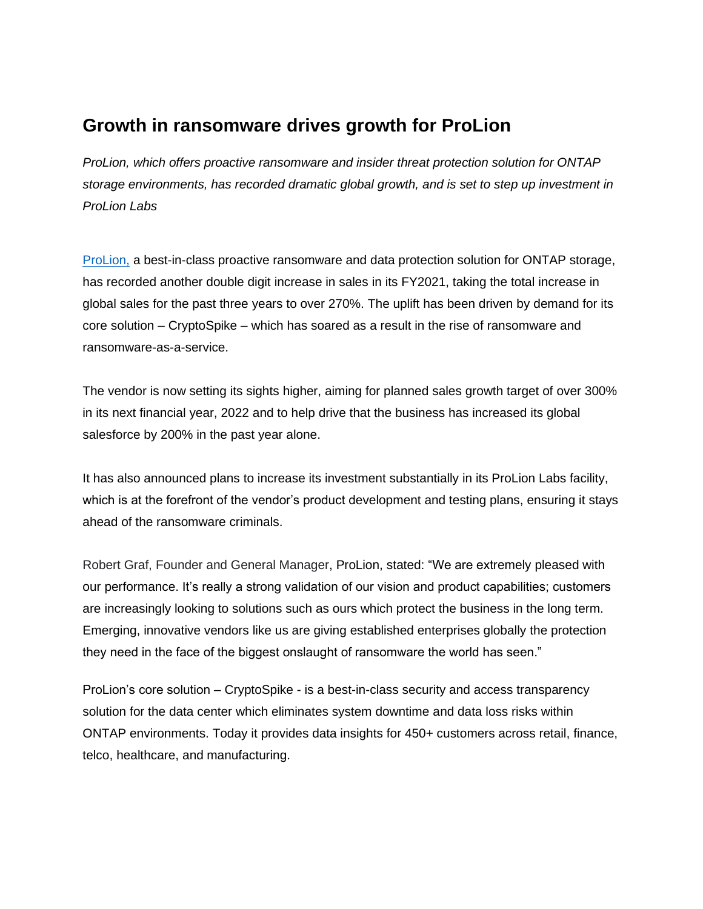# Growth in ransomware drives growth for ProLion

*ProLion, which offers proactive ransomware and insider threat protection solution for ONTAP storage environments, has recorded dramatic global growth, and is set to step up investment in ProLion Labs*

ProLion, a best-in-class proactive ransomware and data protection solution for ONTAP storage, has recorded another double digit increase in sales in its FY2021, taking the total increase in global sales for the past three years to over 270%. The uplift has been driven by demand for its core solution – CryptoSpike – which has soared as a result in the rise of ransomware and ransomware-as-a-service.

The vendor is now setting its sights higher, aiming for planned sales growth target of over 300% in its next financial year, 2022 and to help drive that the business has increased its global salesforce by 200% in the past year alone.

It has also announced plans to increase its investment substantially in its ProLion Labs facility, which is at the forefront of the vendor's product development and testing plans, ensuring it stays ahead of the ransomware criminals.

Robert Graf, Founder and General Manager, ProLion, stated: "We are extremely pleased with our performance. It's really a strong validation of our vision and product capabilities; customers are increasingly looking to solutions such as ours which protect the business in the long term. Emerging, innovative vendors like us are giving established enterprises globally the protection they need in the face of the biggest onslaught of ransomware the world has seen."

ProLion's core solution – CryptoSpike - is a best-in-class security and access transparency solution for the data center which eliminates system downtime and data loss risks within ONTAP environments. Today it provides data insights for 450+ customers across retail, finance, telco, healthcare, and manufacturing.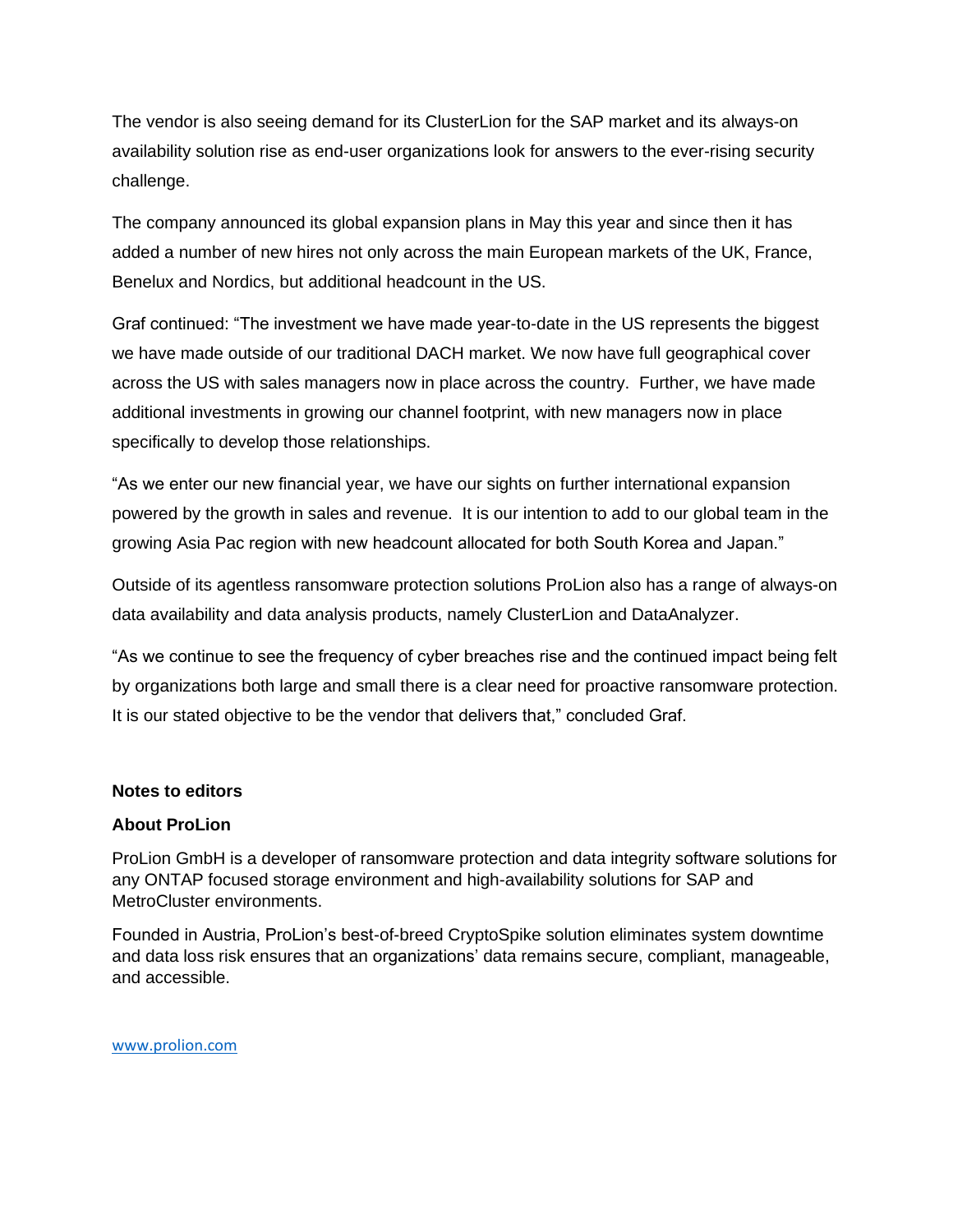The vendor is also seeing demand for its ClusterLion for the SAP market and its always-on availability solution rise as end-user organizations look for answers to the ever-rising security challenge.

The company announced its global expansion plans in May this year and since then it has added a number of new hires not only across the main European markets of the UK, France, Benelux and Nordics, but additional headcount in the US.

Graf continued: "The investment we have made year-to-date in the US represents the biggest we have made outside of our traditional DACH market. We now have full geographical cover across the US with sales managers now in place across the country. Further, we have made additional investments in growing our channel footprint, with new managers now in place specifically to develop those relationships.

"As we enter our new financial year, we have our sights on further international expansion powered by the growth in sales and revenue. It is our intention to add to our global team in the growing Asia Pac region with new headcount allocated for both South Korea and Japan."

Outside of its agentless ransomware protection solutions ProLion also has a range of always-on data availability and data analysis products, namely ClusterLion and DataAnalyzer.

"As we continue to see the frequency of cyber breaches rise and the continued impact being felt by organizations both large and small there is a clear need for proactive ransomware protection. It is our stated objective to be the vendor that delivers that," concluded Graf.

**Notes to editors**

**About ProLion**

ProLion GmbH is a developer of ransomware protection and data integrity software solutions for any ONTAP focused storage environment and high-availability solutions for SAP and MetroCluster environments.

Founded in Austria, ProLion's best-of-breed CryptoSpike solution eliminates system downtime and data loss risk ensures that an organizations' data remains secure, compliant, manageable, and accessible.

[www.prolion.com](http://www.prolion.com)